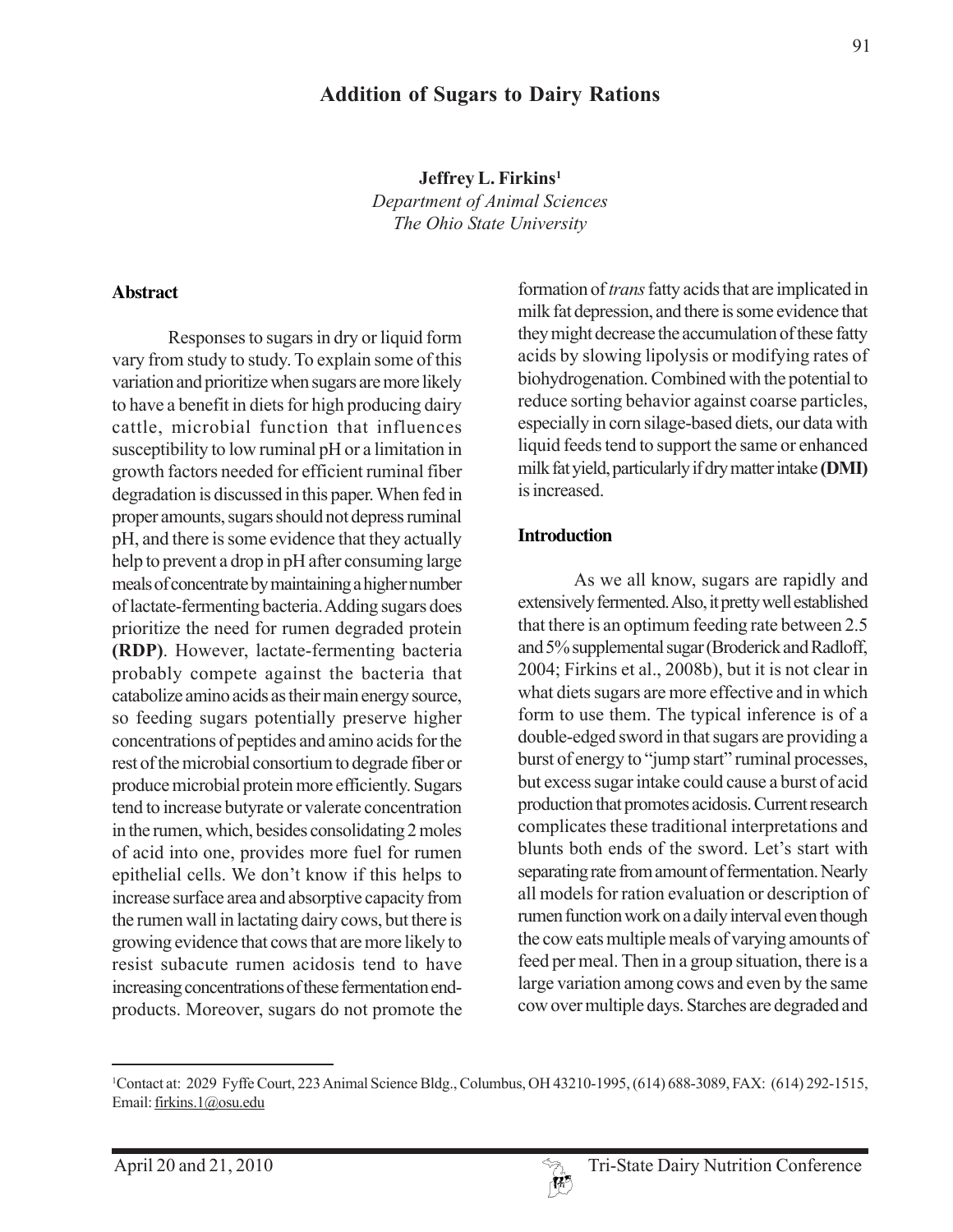# Addition of Sugars to Dairy Rations

**Jeffrey L. Firkins[1]**
*Department of Animal Sciences*
*The Ohio State University*

## Abstract

Responses to sugars in dry or liquid form vary from study to study. To explain some of this variation and prioritize when sugars are more likely to have a benefit in diets for high producing dairy cattle, microbial function that influences susceptibility to low ruminal pH or a limitation in growth factors needed for efficient ruminal fiber degradation is discussed in this paper. When fed in proper amounts, sugars should not depress ruminal pH, and there is some evidence that they actually help to prevent a drop in pH after consuming large meals of concentrate by maintaining a higher number of lactate-fermenting bacteria. Adding sugars does prioritize the need for rumen degraded protein **(RDP)**. However, lactate-fermenting bacteria probably compete against the bacteria that catabolize amino acids as their main energy source, so feeding sugars potentially preserve higher concentrations of peptides and amino acids for the rest of the microbial consortium to degrade fiber or produce microbial protein more efficiently. Sugars tend to increase butyrate or valerate concentration in the rumen, which, besides consolidating 2 moles of acid into one, provides more fuel for rumen epithelial cells. We don't know if this helps to increase surface area and absorptive capacity from the rumen wall in lactating dairy cows, but there is growing evidence that cows that are more likely to resist subacute rumen acidosis tend to have increasing concentrations of these fermentation end-products. Moreover, sugars do not promote the formation of *trans* fatty acids that are implicated in milk fat depression, and there is some evidence that they might decrease the accumulation of these fatty acids by slowing lipolysis or modifying rates of biohydrogenation. Combined with the potential to reduce sorting behavior against coarse particles, especially in corn silage-based diets, our data with liquid feeds tend to support the same or enhanced milk fat yield, particularly if dry matter intake **(DMI)** is increased.

## Introduction

As we all know, sugars are rapidly and extensively fermented. Also, it pretty well established that there is an optimum feeding rate between 2.5 and 5% supplemental sugar (Broderick and Radloff, 2004; Firkins et al., 2008b), but it is not clear in what diets sugars are more effective and in which form to use them. The typical inference is of a double-edged sword in that sugars are providing a burst of energy to "jump start" ruminal processes, but excess sugar intake could cause a burst of acid production that promotes acidosis. Current research complicates these traditional interpretations and blunts both ends of the sword. Let's start with separating rate from amount of fermentation. Nearly all models for ration evaluation or description of rumen function work on a daily interval even though the cow eats multiple meals of varying amounts of feed per meal. Then in a group situation, there is a large variation among cows and even by the same cow over multiple days. Starches are degraded and

[1]Contact at: 2029 Fyffe Court, 223 Animal Science Bldg., Columbus, OH 43210-1995, (614) 688-3089, FAX: (614) 292-1515, Email: firkins.1@osu.edu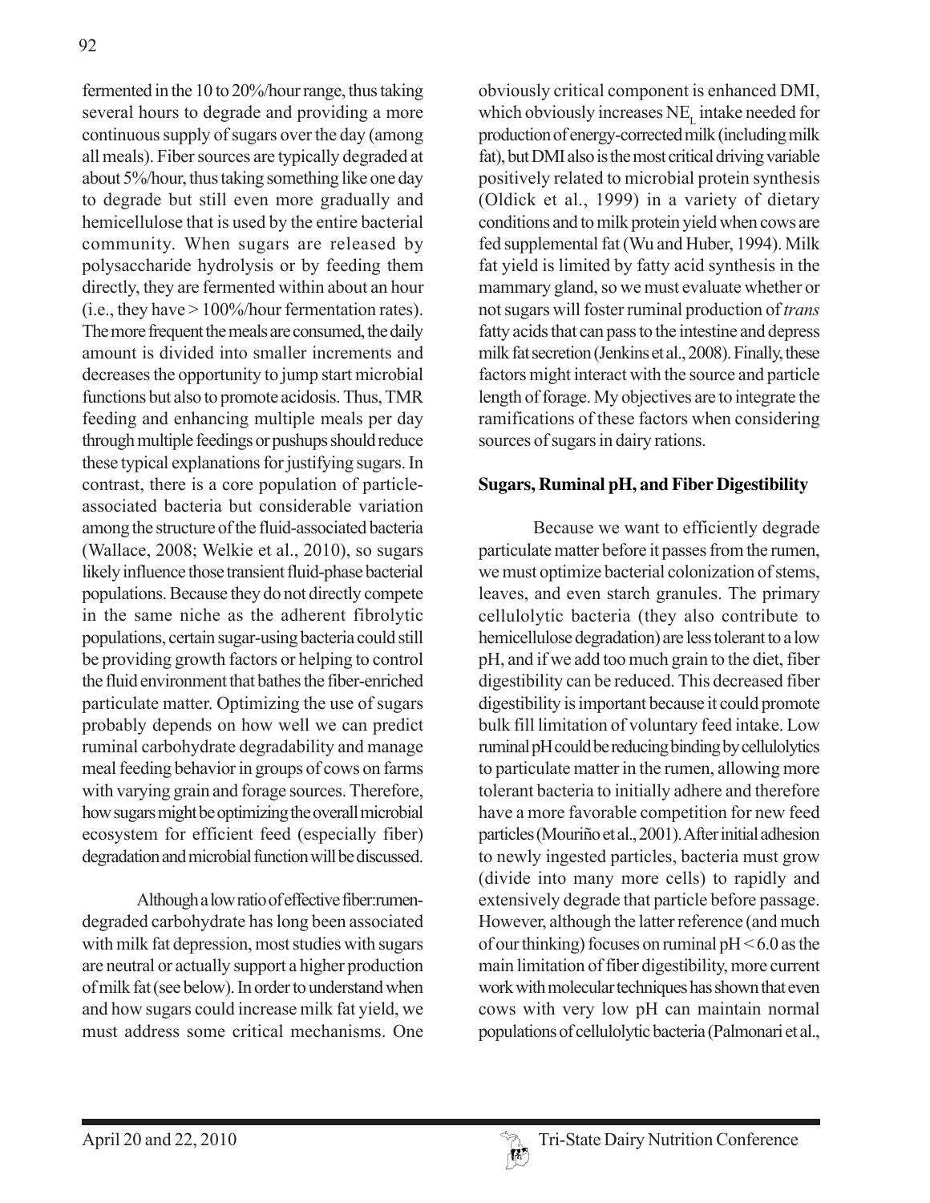fermented in the 10 to 20%/hour range, thus taking several hours to degrade and providing a more continuous supply of sugars over the day (among all meals). Fiber sources are typically degraded at about 5%/hour, thus taking something like one day to degrade but still even more gradually and hemicellulose that is used by the entire bacterial community. When sugars are released by polysaccharide hydrolysis or by feeding them directly, they are fermented within about an hour (i.e., they have > 100%/hour fermentation rates). The more frequent the meals are consumed, the daily amount is divided into smaller increments and decreases the opportunity to jump start microbial functions but also to promote acidosis. Thus, TMR feeding and enhancing multiple meals per day through multiple feedings or pushups should reduce these typical explanations for justifying sugars. In contrast, there is a core population of particle-associated bacteria but considerable variation among the structure of the fluid-associated bacteria (Wallace, 2008; Welkie et al., 2010), so sugars likely influence those transient fluid-phase bacterial populations. Because they do not directly compete in the same niche as the adherent fibrolytic populations, certain sugar-using bacteria could still be providing growth factors or helping to control the fluid environment that bathes the fiber-enriched particulate matter. Optimizing the use of sugars probably depends on how well we can predict ruminal carbohydrate degradability and manage meal feeding behavior in groups of cows on farms with varying grain and forage sources. Therefore, how sugars might be optimizing the overall microbial ecosystem for efficient feed (especially fiber) degradation and microbial function will be discussed.

Although a low ratio of effective fiber:rumen-degraded carbohydrate has long been associated with milk fat depression, most studies with sugars are neutral or actually support a higher production of milk fat (see below). In order to understand when and how sugars could increase milk fat yield, we must address some critical mechanisms. One obviously critical component is enhanced DMI, which obviously increases $NE_L$ intake needed for production of energy-corrected milk (including milk fat), but DMI also is the most critical driving variable positively related to microbial protein synthesis (Oldick et al., 1999) in a variety of dietary conditions and to milk protein yield when cows are fed supplemental fat (Wu and Huber, 1994). Milk fat yield is limited by fatty acid synthesis in the mammary gland, so we must evaluate whether or not sugars will foster ruminal production of *trans* fatty acids that can pass to the intestine and depress milk fat secretion (Jenkins et al., 2008). Finally, these factors might interact with the source and particle length of forage. My objectives are to integrate the ramifications of these factors when considering sources of sugars in dairy rations.

## Sugars, Ruminal pH, and Fiber Digestibility

Because we want to efficiently degrade particulate matter before it passes from the rumen, we must optimize bacterial colonization of stems, leaves, and even starch granules. The primary cellulolytic bacteria (they also contribute to hemicellulose degradation) are less tolerant to a low pH, and if we add too much grain to the diet, fiber digestibility can be reduced. This decreased fiber digestibility is important because it could promote bulk fill limitation of voluntary feed intake. Low ruminal pH could be reducing binding by cellulolytics to particulate matter in the rumen, allowing more tolerant bacteria to initially adhere and therefore have a more favorable competition for new feed particles (Mouriño et al., 2001). After initial adhesion to newly ingested particles, bacteria must grow (divide into many more cells) to rapidly and extensively degrade that particle before passage. However, although the latter reference (and much of our thinking) focuses on ruminal pH < 6.0 as the main limitation of fiber digestibility, more current work with molecular techniques has shown that even cows with very low pH can maintain normal populations of cellulolytic bacteria (Palmonari et al.,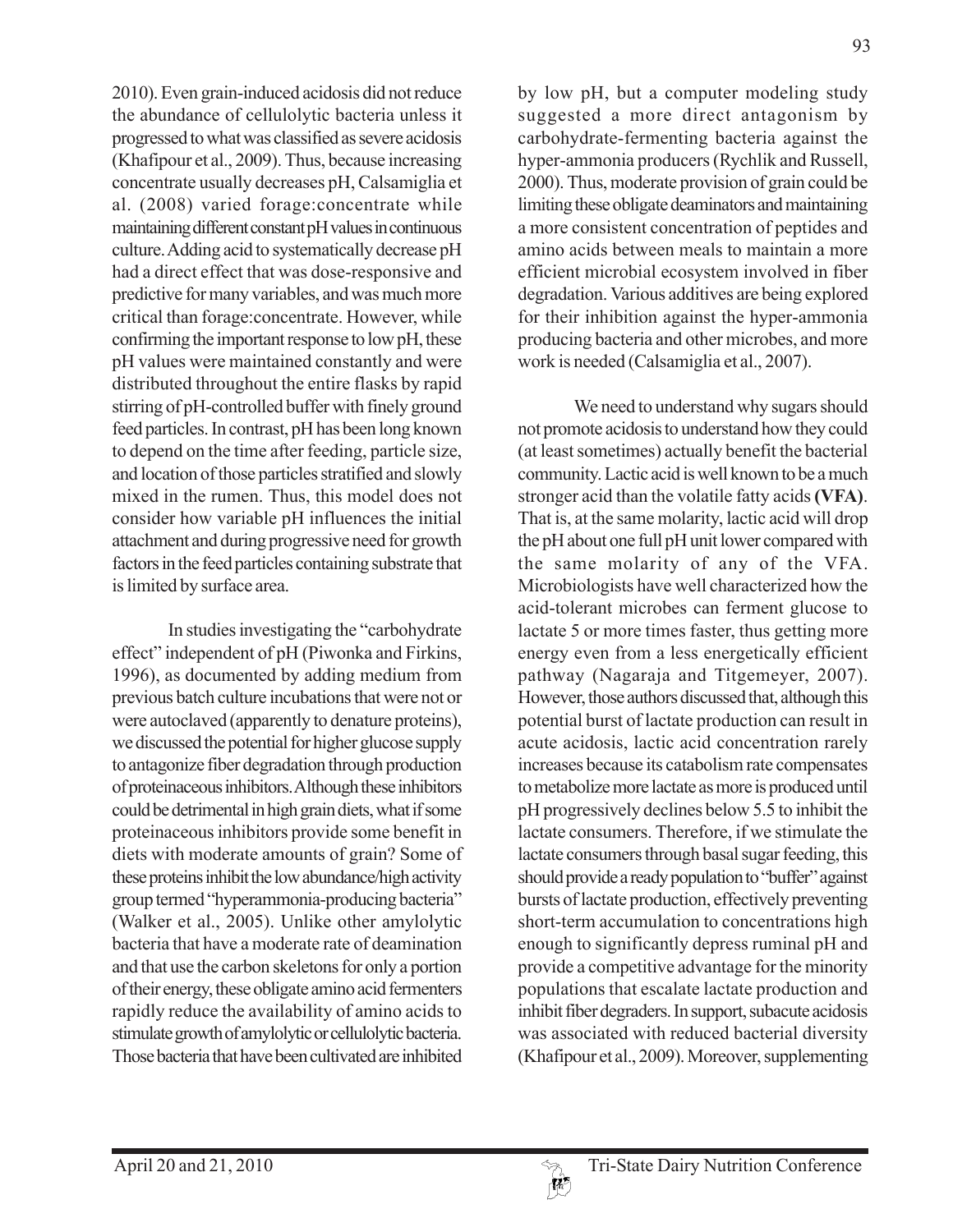2010). Even grain-induced acidosis did not reduce the abundance of cellulolytic bacteria unless it progressed to what was classified as severe acidosis (Khafipour et al., 2009). Thus, because increasing concentrate usually decreases pH, Calsamiglia et al. (2008) varied forage:concentrate while maintaining different constant pH values in continuous culture. Adding acid to systematically decrease pH had a direct effect that was dose-responsive and predictive for many variables, and was much more critical than forage:concentrate. However, while confirming the important response to low pH, these pH values were maintained constantly and were distributed throughout the entire flasks by rapid stirring of pH-controlled buffer with finely ground feed particles. In contrast, pH has been long known to depend on the time after feeding, particle size, and location of those particles stratified and slowly mixed in the rumen. Thus, this model does not consider how variable pH influences the initial attachment and during progressive need for growth factors in the feed particles containing substrate that is limited by surface area.

In studies investigating the "carbohydrate effect" independent of pH (Piwonka and Firkins, 1996), as documented by adding medium from previous batch culture incubations that were not or were autoclaved (apparently to denature proteins), we discussed the potential for higher glucose supply to antagonize fiber degradation through production of proteinaceous inhibitors. Although these inhibitors could be detrimental in high grain diets, what if some proteinaceous inhibitors provide some benefit in diets with moderate amounts of grain? Some of these proteins inhibit the low abundance/high activity group termed "hyperammonia-producing bacteria" (Walker et al., 2005). Unlike other amylolytic bacteria that have a moderate rate of deamination and that use the carbon skeletons for only a portion of their energy, these obligate amino acid fermenters rapidly reduce the availability of amino acids to stimulate growth of amylolytic or cellulolytic bacteria. Those bacteria that have been cultivated are inhibited by low pH, but a computer modeling study suggested a more direct antagonism by carbohydrate-fermenting bacteria against the hyper-ammonia producers (Rychlik and Russell, 2000). Thus, moderate provision of grain could be limiting these obligate deaminators and maintaining a more consistent concentration of peptides and amino acids between meals to maintain a more efficient microbial ecosystem involved in fiber degradation. Various additives are being explored for their inhibition against the hyper-ammonia producing bacteria and other microbes, and more work is needed (Calsamiglia et al., 2007).

We need to understand why sugars should not promote acidosis to understand how they could (at least sometimes) actually benefit the bacterial community. Lactic acid is well known to be a much stronger acid than the volatile fatty acids **(VFA)**. That is, at the same molarity, lactic acid will drop the pH about one full pH unit lower compared with the same molarity of any of the VFA. Microbiologists have well characterized how the acid-tolerant microbes can ferment glucose to lactate 5 or more times faster, thus getting more energy even from a less energetically efficient pathway (Nagaraja and Titgemeyer, 2007). However, those authors discussed that, although this potential burst of lactate production can result in acute acidosis, lactic acid concentration rarely increases because its catabolism rate compensates to metabolize more lactate as more is produced until pH progressively declines below 5.5 to inhibit the lactate consumers. Therefore, if we stimulate the lactate consumers through basal sugar feeding, this should provide a ready population to "buffer" against bursts of lactate production, effectively preventing short-term accumulation to concentrations high enough to significantly depress ruminal pH and provide a competitive advantage for the minority populations that escalate lactate production and inhibit fiber degraders. In support, subacute acidosis was associated with reduced bacterial diversity (Khafipour et al., 2009). Moreover, supplementing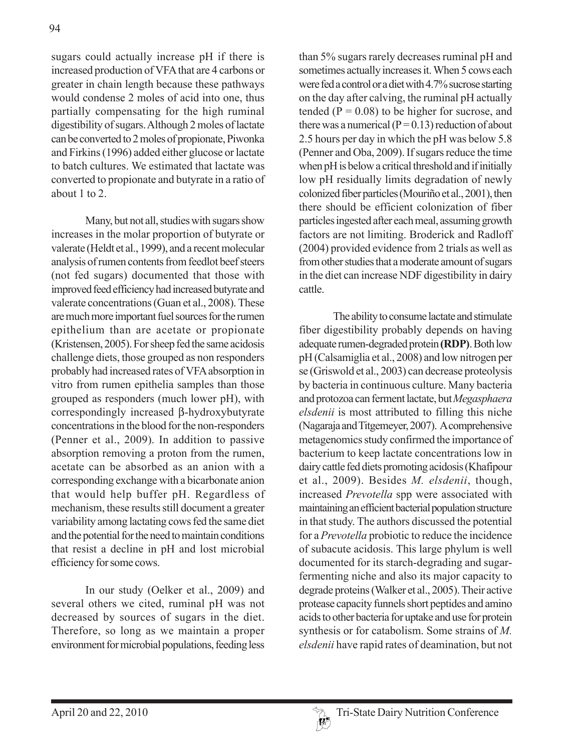sugars could actually increase pH if there is increased production of VFA that are 4 carbons or greater in chain length because these pathways would condense 2 moles of acid into one, thus partially compensating for the high ruminal digestibility of sugars. Although 2 moles of lactate can be converted to 2 moles of propionate, Piwonka and Firkins (1996) added either glucose or lactate to batch cultures. We estimated that lactate was converted to propionate and butyrate in a ratio of about 1 to 2.

Many, but not all, studies with sugars show increases in the molar proportion of butyrate or valerate (Heldt et al., 1999), and a recent molecular analysis of rumen contents from feedlot beef steers (not fed sugars) documented that those with improved feed efficiency had increased butyrate and valerate concentrations (Guan et al., 2008). These are much more important fuel sources for the rumen epithelium than are acetate or propionate (Kristensen, 2005). For sheep fed the same acidosis challenge diets, those grouped as non responders probably had increased rates of VFA absorption in vitro from rumen epithelia samples than those grouped as responders (much lower pH), with correspondingly increased β-hydroxybutyrate concentrations in the blood for the non-responders (Penner et al., 2009). In addition to passive absorption removing a proton from the rumen, acetate can be absorbed as an anion with a corresponding exchange with a bicarbonate anion that would help buffer pH. Regardless of mechanism, these results still document a greater variability among lactating cows fed the same diet and the potential for the need to maintain conditions that resist a decline in pH and lost microbial efficiency for some cows.

In our study (Oelker et al., 2009) and several others we cited, ruminal pH was not decreased by sources of sugars in the diet. Therefore, so long as we maintain a proper environment for microbial populations, feeding less than 5% sugars rarely decreases ruminal pH and sometimes actually increases it. When 5 cows each were fed a control or a diet with 4.7% sucrose starting on the day after calving, the ruminal pH actually tended ($P = 0.08$) to be higher for sucrose, and there was a numerical ($P = 0.13$) reduction of about 2.5 hours per day in which the pH was below 5.8 (Penner and Oba, 2009). If sugars reduce the time when pH is below a critical threshold and if initially low pH residually limits degradation of newly colonized fiber particles (Mouriño et al., 2001), then there should be efficient colonization of fiber particles ingested after each meal, assuming growth factors are not limiting. Broderick and Radloff (2004) provided evidence from 2 trials as well as from other studies that a moderate amount of sugars in the diet can increase NDF digestibility in dairy cattle.

The ability to consume lactate and stimulate fiber digestibility probably depends on having adequate rumen-degraded protein **(RDP)**. Both low pH (Calsamiglia et al., 2008) and low nitrogen per se (Griswold et al., 2003) can decrease proteolysis by bacteria in continuous culture. Many bacteria and protozoa can ferment lactate, but *Megasphaera elsdenii* is most attributed to filling this niche (Nagaraja and Titgemeyer, 2007). A comprehensive metagenomics study confirmed the importance of bacterium to keep lactate concentrations low in dairy cattle fed diets promoting acidosis (Khafipour et al., 2009). Besides *M. elsdenii*, though, increased *Prevotella* spp were associated with maintaining an efficient bacterial population structure in that study. The authors discussed the potential for a *Prevotella* probiotic to reduce the incidence of subacute acidosis. This large phylum is well documented for its starch-degrading and sugar-fermenting niche and also its major capacity to degrade proteins (Walker et al., 2005). Their active protease capacity funnels short peptides and amino acids to other bacteria for uptake and use for protein synthesis or for catabolism. Some strains of *M. elsdenii* have rapid rates of deamination, but not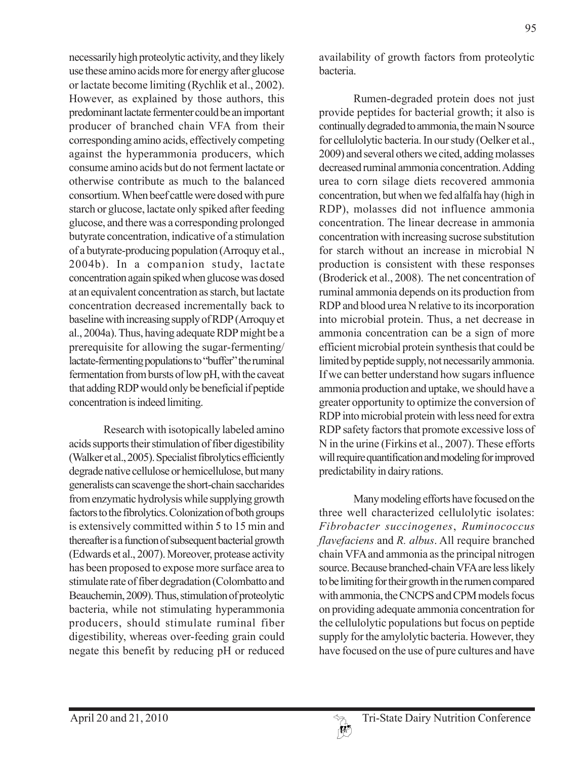necessarily high proteolytic activity, and they likely use these amino acids more for energy after glucose or lactate become limiting (Rychlik et al., 2002). However, as explained by those authors, this predominant lactate fermenter could be an important producer of branched chain VFA from their corresponding amino acids, effectively competing against the hyperammonia producers, which consume amino acids but do not ferment lactate or otherwise contribute as much to the balanced consortium. When beef cattle were dosed with pure starch or glucose, lactate only spiked after feeding glucose, and there was a corresponding prolonged butyrate concentration, indicative of a stimulation of a butyrate-producing population (Arroquy et al., 2004b). In a companion study, lactate concentration again spiked when glucose was dosed at an equivalent concentration as starch, but lactate concentration decreased incrementally back to baseline with increasing supply of RDP (Arroquy et al., 2004a). Thus, having adequate RDP might be a prerequisite for allowing the sugar-fermenting/lactate-fermenting populations to "buffer" the ruminal fermentation from bursts of low pH, with the caveat that adding RDP would only be beneficial if peptide concentration is indeed limiting.

Research with isotopically labeled amino acids supports their stimulation of fiber digestibility (Walker et al., 2005). Specialist fibrolytics efficiently degrade native cellulose or hemicellulose, but many generalists can scavenge the short-chain saccharides from enzymatic hydrolysis while supplying growth factors to the fibrolytics. Colonization of both groups is extensively committed within 5 to 15 min and thereafter is a function of subsequent bacterial growth (Edwards et al., 2007). Moreover, protease activity has been proposed to expose more surface area to stimulate rate of fiber degradation (Colombatto and Beauchemin, 2009). Thus, stimulation of proteolytic bacteria, while not stimulating hyperammonia producers, should stimulate ruminal fiber digestibility, whereas over-feeding grain could negate this benefit by reducing pH or reduced availability of growth factors from proteolytic bacteria.

Rumen-degraded protein does not just provide peptides for bacterial growth; it also is continually degraded to ammonia, the main N source for cellulolytic bacteria. In our study (Oelker et al., 2009) and several others we cited, adding molasses decreased ruminal ammonia concentration. Adding urea to corn silage diets recovered ammonia concentration, but when we fed alfalfa hay (high in RDP), molasses did not influence ammonia concentration. The linear decrease in ammonia concentration with increasing sucrose substitution for starch without an increase in microbial N production is consistent with these responses (Broderick et al., 2008). The net concentration of ruminal ammonia depends on its production from RDP and blood urea N relative to its incorporation into microbial protein. Thus, a net decrease in ammonia concentration can be a sign of more efficient microbial protein synthesis that could be limited by peptide supply, not necessarily ammonia. If we can better understand how sugars influence ammonia production and uptake, we should have a greater opportunity to optimize the conversion of RDP into microbial protein with less need for extra RDP safety factors that promote excessive loss of N in the urine (Firkins et al., 2007). These efforts will require quantification and modeling for improved predictability in dairy rations.

Many modeling efforts have focused on the three well characterized cellulolytic isolates: *Fibrobacter succinogenes*, *Ruminococcus flavefaciens* and *R. albus*. All require branched chain VFA and ammonia as the principal nitrogen source. Because branched-chain VFA are less likely to be limiting for their growth in the rumen compared with ammonia, the CNCPS and CPM models focus on providing adequate ammonia concentration for the cellulolytic populations but focus on peptide supply for the amylolytic bacteria. However, they have focused on the use of pure cultures and have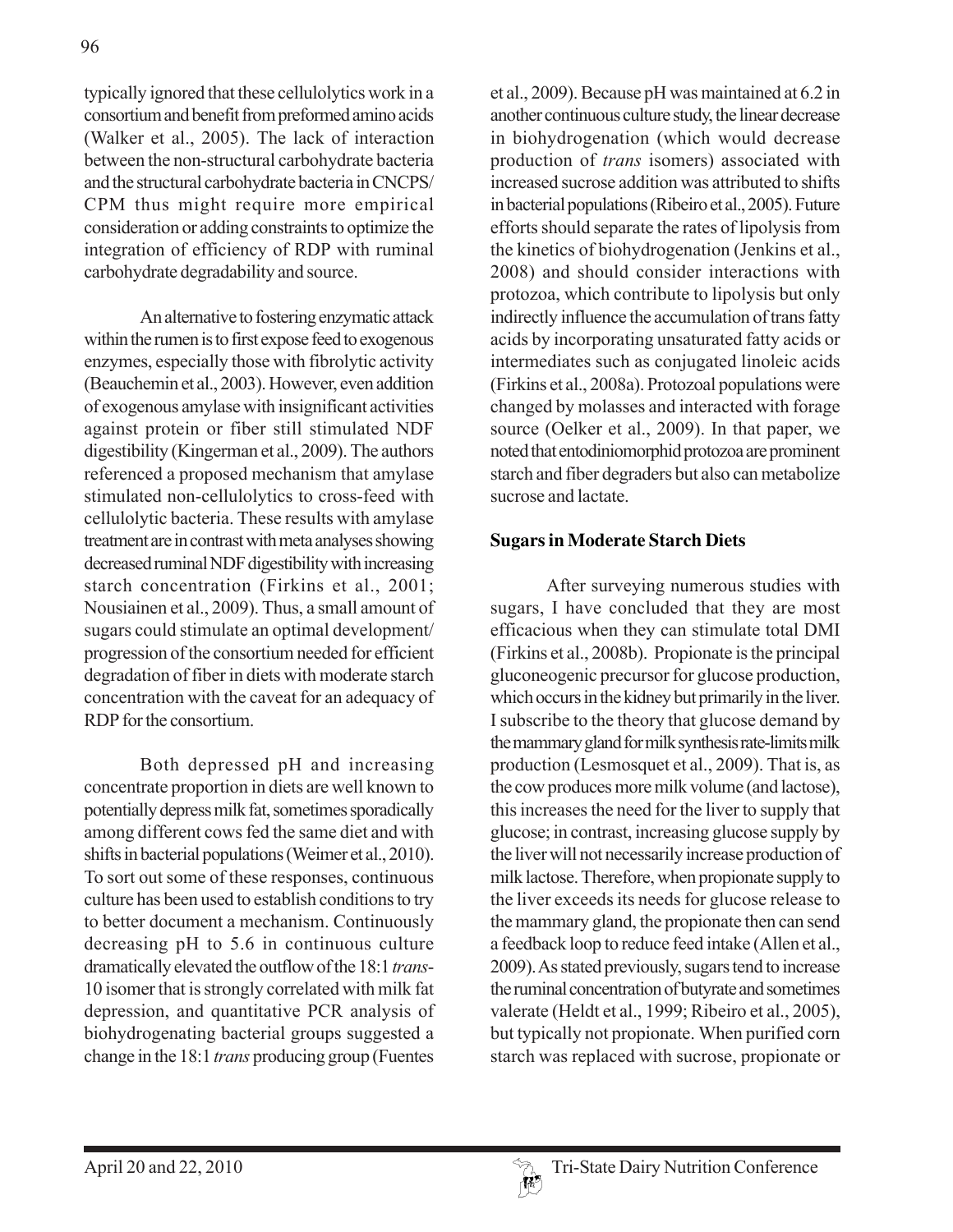typically ignored that these cellulolytics work in a consortium and benefit from preformed amino acids (Walker et al., 2005). The lack of interaction between the non-structural carbohydrate bacteria and the structural carbohydrate bacteria in CNCPS/CPM thus might require more empirical consideration or adding constraints to optimize the integration of efficiency of RDP with ruminal carbohydrate degradability and source.

An alternative to fostering enzymatic attack within the rumen is to first expose feed to exogenous enzymes, especially those with fibrolytic activity (Beauchemin et al., 2003). However, even addition of exogenous amylase with insignificant activities against protein or fiber still stimulated NDF digestibility (Kingerman et al., 2009). The authors referenced a proposed mechanism that amylase stimulated non-cellulolytics to cross-feed with cellulolytic bacteria. These results with amylase treatment are in contrast with meta analyses showing decreased ruminal NDF digestibility with increasing starch concentration (Firkins et al., 2001; Nousiainen et al., 2009). Thus, a small amount of sugars could stimulate an optimal development/progression of the consortium needed for efficient degradation of fiber in diets with moderate starch concentration with the caveat for an adequacy of RDP for the consortium.

Both depressed pH and increasing concentrate proportion in diets are well known to potentially depress milk fat, sometimes sporadically among different cows fed the same diet and with shifts in bacterial populations (Weimer et al., 2010). To sort out some of these responses, continuous culture has been used to establish conditions to try to better document a mechanism. Continuously decreasing pH to 5.6 in continuous culture dramatically elevated the outflow of the 18:1 *trans*-10 isomer that is strongly correlated with milk fat depression, and quantitative PCR analysis of biohydrogenating bacterial groups suggested a change in the 18:1 *trans* producing group (Fuentes et al., 2009). Because pH was maintained at 6.2 in another continuous culture study, the linear decrease in biohydrogenation (which would decrease production of *trans* isomers) associated with increased sucrose addition was attributed to shifts in bacterial populations (Ribeiro et al., 2005). Future efforts should separate the rates of lipolysis from the kinetics of biohydrogenation (Jenkins et al., 2008) and should consider interactions with protozoa, which contribute to lipolysis but only indirectly influence the accumulation of trans fatty acids by incorporating unsaturated fatty acids or intermediates such as conjugated linoleic acids (Firkins et al., 2008a). Protozoal populations were changed by molasses and interacted with forage source (Oelker et al., 2009). In that paper, we noted that entodiniomorphid protozoa are prominent starch and fiber degraders but also can metabolize sucrose and lactate.

## Sugars in Moderate Starch Diets

After surveying numerous studies with sugars, I have concluded that they are most efficacious when they can stimulate total DMI (Firkins et al., 2008b). Propionate is the principal gluconeogenic precursor for glucose production, which occurs in the kidney but primarily in the liver. I subscribe to the theory that glucose demand by the mammary gland for milk synthesis rate-limits milk production (Lesmosquet et al., 2009). That is, as the cow produces more milk volume (and lactose), this increases the need for the liver to supply that glucose; in contrast, increasing glucose supply by the liver will not necessarily increase production of milk lactose. Therefore, when propionate supply to the liver exceeds its needs for glucose release to the mammary gland, the propionate then can send a feedback loop to reduce feed intake (Allen et al., 2009). As stated previously, sugars tend to increase the ruminal concentration of butyrate and sometimes valerate (Heldt et al., 1999; Ribeiro et al., 2005), but typically not propionate. When purified corn starch was replaced with sucrose, propionate or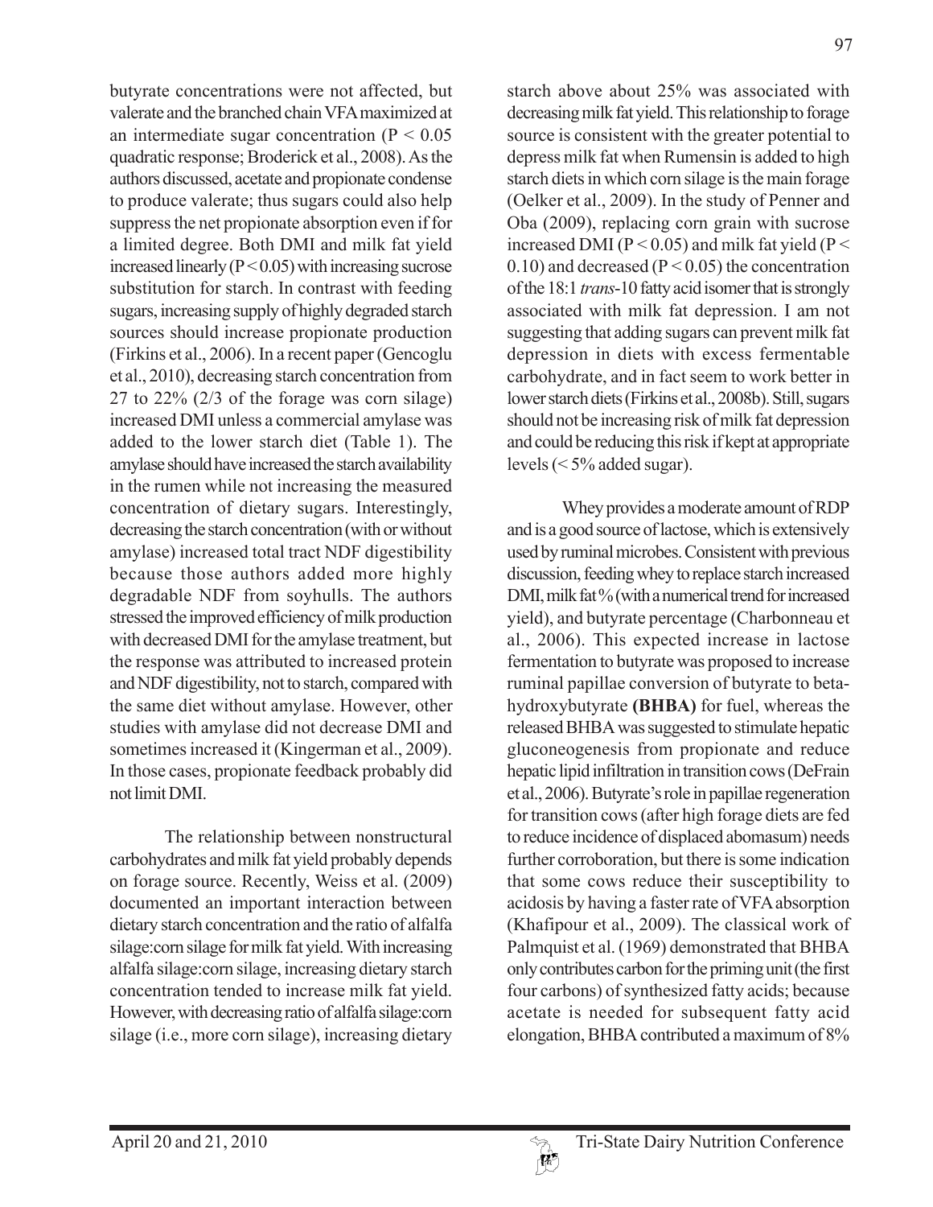butyrate concentrations were not affected, but valerate and the branched chain VFA maximized at an intermediate sugar concentration ($P < 0.05$ quadratic response; Broderick et al., 2008). As the authors discussed, acetate and propionate condense to produce valerate; thus sugars could also help suppress the net propionate absorption even if for a limited degree. Both DMI and milk fat yield increased linearly ($P < 0.05$) with increasing sucrose substitution for starch. In contrast with feeding sugars, increasing supply of highly degraded starch sources should increase propionate production (Firkins et al., 2006). In a recent paper (Gencoglu et al., 2010), decreasing starch concentration from 27 to 22% (2/3 of the forage was corn silage) increased DMI unless a commercial amylase was added to the lower starch diet (Table 1). The amylase should have increased the starch availability in the rumen while not increasing the measured concentration of dietary sugars. Interestingly, decreasing the starch concentration (with or without amylase) increased total tract NDF digestibility because those authors added more highly degradable NDF from soyhulls. The authors stressed the improved efficiency of milk production with decreased DMI for the amylase treatment, but the response was attributed to increased protein and NDF digestibility, not to starch, compared with the same diet without amylase. However, other studies with amylase did not decrease DMI and sometimes increased it (Kingerman et al., 2009). In those cases, propionate feedback probably did not limit DMI.

The relationship between nonstructural carbohydrates and milk fat yield probably depends on forage source. Recently, Weiss et al. (2009) documented an important interaction between dietary starch concentration and the ratio of alfalfa silage:corn silage for milk fat yield. With increasing alfalfa silage:corn silage, increasing dietary starch concentration tended to increase milk fat yield. However, with decreasing ratio of alfalfa silage:corn silage (i.e., more corn silage), increasing dietary starch above about 25% was associated with decreasing milk fat yield. This relationship to forage source is consistent with the greater potential to depress milk fat when Rumensin is added to high starch diets in which corn silage is the main forage (Oelker et al., 2009). In the study of Penner and Oba (2009), replacing corn grain with sucrose increased DMI ($P < 0.05$) and milk fat yield ($P < 0.10$) and decreased ($P < 0.05$) the concentration of the 18:1 *trans*-10 fatty acid isomer that is strongly associated with milk fat depression. I am not suggesting that adding sugars can prevent milk fat depression in diets with excess fermentable carbohydrate, and in fact seem to work better in lower starch diets (Firkins et al., 2008b). Still, sugars should not be increasing risk of milk fat depression and could be reducing this risk if kept at appropriate levels (< 5% added sugar).

Whey provides a moderate amount of RDP and is a good source of lactose, which is extensively used by ruminal microbes. Consistent with previous discussion, feeding whey to replace starch increased DMI, milk fat % (with a numerical trend for increased yield), and butyrate percentage (Charbonneau et al., 2006). This expected increase in lactose fermentation to butyrate was proposed to increase ruminal papillae conversion of butyrate to beta-hydroxybutyrate **(BHBA)** for fuel, whereas the released BHBA was suggested to stimulate hepatic gluconeogenesis from propionate and reduce hepatic lipid infiltration in transition cows (DeFrain et al., 2006). Butyrate's role in papillae regeneration for transition cows (after high forage diets are fed to reduce incidence of displaced abomasum) needs further corroboration, but there is some indication that some cows reduce their susceptibility to acidosis by having a faster rate of VFA absorption (Khafipour et al., 2009). The classical work of Palmquist et al. (1969) demonstrated that BHBA only contributes carbon for the priming unit (the first four carbons) of synthesized fatty acids; because acetate is needed for subsequent fatty acid elongation, BHBA contributed a maximum of 8%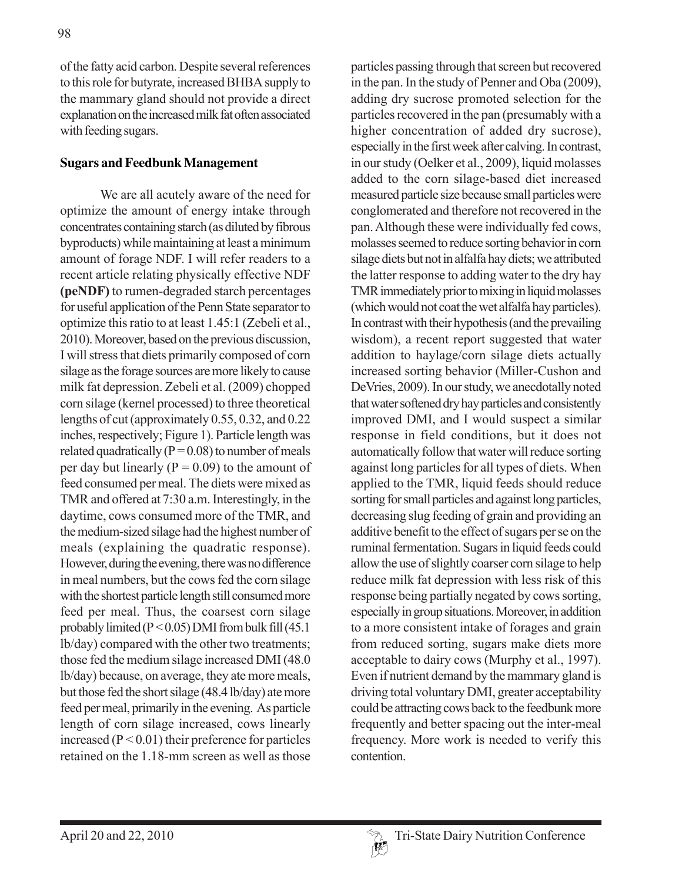of the fatty acid carbon. Despite several references to this role for butyrate, increased BHBA supply to the mammary gland should not provide a direct explanation on the increased milk fat often associated with feeding sugars.

**Sugars and Feedbunk Management**

We are all acutely aware of the need for optimize the amount of energy intake through concentrates containing starch (as diluted by fibrous byproducts) while maintaining at least a minimum amount of forage NDF. I will refer readers to a recent article relating physically effective NDF **(peNDF)** to rumen-degraded starch percentages for useful application of the Penn State separator to optimize this ratio to at least 1.45:1 (Zebeli et al., 2010). Moreover, based on the previous discussion, I will stress that diets primarily composed of corn silage as the forage sources are more likely to cause milk fat depression. Zebeli et al. (2009) chopped corn silage (kernel processed) to three theoretical lengths of cut (approximately 0.55, 0.32, and 0.22 inches, respectively; Figure 1). Particle length was related quadratically ($P = 0.08$) to number of meals per day but linearly ($P = 0.09$) to the amount of feed consumed per meal. The diets were mixed as TMR and offered at 7:30 a.m. Interestingly, in the daytime, cows consumed more of the TMR, and the medium-sized silage had the highest number of meals (explaining the quadratic response). However, during the evening, there was no difference in meal numbers, but the cows fed the corn silage with the shortest particle length still consumed more feed per meal. Thus, the coarsest corn silage probably limited ($P < 0.05$) DMI from bulk fill (45.1 lb/day) compared with the other two treatments; those fed the medium silage increased DMI (48.0 lb/day) because, on average, they ate more meals, but those fed the short silage (48.4 lb/day) ate more feed per meal, primarily in the evening. As particle length of corn silage increased, cows linearly increased ($P < 0.01$) their preference for particles retained on the 1.18-mm screen as well as those particles passing through that screen but recovered in the pan. In the study of Penner and Oba (2009), adding dry sucrose promoted selection for the particles recovered in the pan (presumably with a higher concentration of added dry sucrose), especially in the first week after calving. In contrast, in our study (Oelker et al., 2009), liquid molasses added to the corn silage-based diet increased measured particle size because small particles were conglomerated and therefore not recovered in the pan. Although these were individually fed cows, molasses seemed to reduce sorting behavior in corn silage diets but not in alfalfa hay diets; we attributed the latter response to adding water to the dry hay TMR immediately prior to mixing in liquid molasses (which would not coat the wet alfalfa hay particles). In contrast with their hypothesis (and the prevailing wisdom), a recent report suggested that water addition to haylage/corn silage diets actually increased sorting behavior (Miller-Cushon and DeVries, 2009). In our study, we anecdotally noted that water softened dry hay particles and consistently improved DMI, and I would suspect a similar response in field conditions, but it does not automatically follow that water will reduce sorting against long particles for all types of diets. When applied to the TMR, liquid feeds should reduce sorting for small particles and against long particles, decreasing slug feeding of grain and providing an additive benefit to the effect of sugars per se on the ruminal fermentation. Sugars in liquid feeds could allow the use of slightly coarser corn silage to help reduce milk fat depression with less risk of this response being partially negated by cows sorting, especially in group situations. Moreover, in addition to a more consistent intake of forages and grain from reduced sorting, sugars make diets more acceptable to dairy cows (Murphy et al., 1997). Even if nutrient demand by the mammary gland is driving total voluntary DMI, greater acceptability could be attracting cows back to the feedbunk more frequently and better spacing out the inter-meal frequency. More work is needed to verify this contention.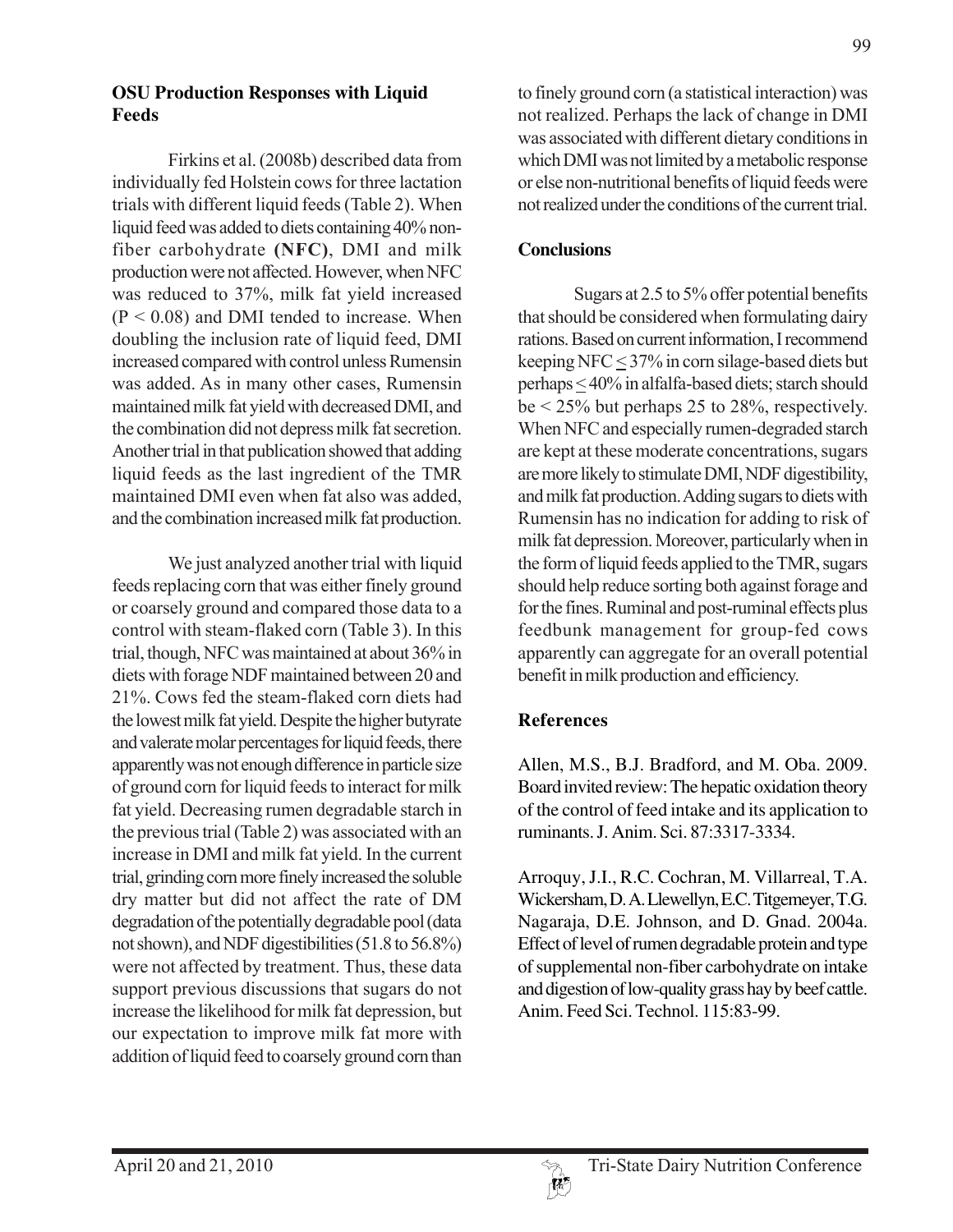## OSU Production Responses with Liquid Feeds

Firkins et al. (2008b) described data from individually fed Holstein cows for three lactation trials with different liquid feeds (Table 2). When liquid feed was added to diets containing 40% non-fiber carbohydrate **(NFC)**, DMI and milk production were not affected. However, when NFC was reduced to 37%, milk fat yield increased ($P < 0.08$) and DMI tended to increase. When doubling the inclusion rate of liquid feed, DMI increased compared with control unless Rumensin was added. As in many other cases, Rumensin maintained milk fat yield with decreased DMI, and the combination did not depress milk fat secretion. Another trial in that publication showed that adding liquid feeds as the last ingredient of the TMR maintained DMI even when fat also was added, and the combination increased milk fat production.

We just analyzed another trial with liquid feeds replacing corn that was either finely ground or coarsely ground and compared those data to a control with steam-flaked corn (Table 3). In this trial, though, NFC was maintained at about 36% in diets with forage NDF maintained between 20 and 21%. Cows fed the steam-flaked corn diets had the lowest milk fat yield. Despite the higher butyrate and valerate molar percentages for liquid feeds, there apparently was not enough difference in particle size of ground corn for liquid feeds to interact for milk fat yield. Decreasing rumen degradable starch in the previous trial (Table 2) was associated with an increase in DMI and milk fat yield. In the current trial, grinding corn more finely increased the soluble dry matter but did not affect the rate of DM degradation of the potentially degradable pool (data not shown), and NDF digestibilities (51.8 to 56.8%) were not affected by treatment. Thus, these data support previous discussions that sugars do not increase the likelihood for milk fat depression, but our expectation to improve milk fat more with addition of liquid feed to coarsely ground corn than to finely ground corn (a statistical interaction) was not realized. Perhaps the lack of change in DMI was associated with different dietary conditions in which DMI was not limited by a metabolic response or else non-nutritional benefits of liquid feeds were not realized under the conditions of the current trial.

## Conclusions

Sugars at 2.5 to 5% offer potential benefits that should be considered when formulating dairy rations. Based on current information, I recommend keeping NFC $\leq$ 37% in corn silage-based diets but perhaps $\leq$ 40% in alfalfa-based diets; starch should be < 25% but perhaps 25 to 28%, respectively. When NFC and especially rumen-degraded starch are kept at these moderate concentrations, sugars are more likely to stimulate DMI, NDF digestibility, and milk fat production. Adding sugars to diets with Rumensin has no indication for adding to risk of milk fat depression. Moreover, particularly when in the form of liquid feeds applied to the TMR, sugars should help reduce sorting both against forage and for the fines. Ruminal and post-ruminal effects plus feedbunk management for group-fed cows apparently can aggregate for an overall potential benefit in milk production and efficiency.

## References

Allen, M.S., B.J. Bradford, and M. Oba. 2009. Board invited review: The hepatic oxidation theory of the control of feed intake and its application to ruminants. J. Anim. Sci. 87:3317-3334.

Arroquy, J.I., R.C. Cochran, M. Villarreal, T.A. Wickersham, D. A. Llewellyn, E.C. Titgemeyer, T.G. Nagaraja, D.E. Johnson, and D. Gnad. 2004a. Effect of level of rumen degradable protein and type of supplemental non-fiber carbohydrate on intake and digestion of low-quality grass hay by beef cattle. Anim. Feed Sci. Technol. 115:83-99.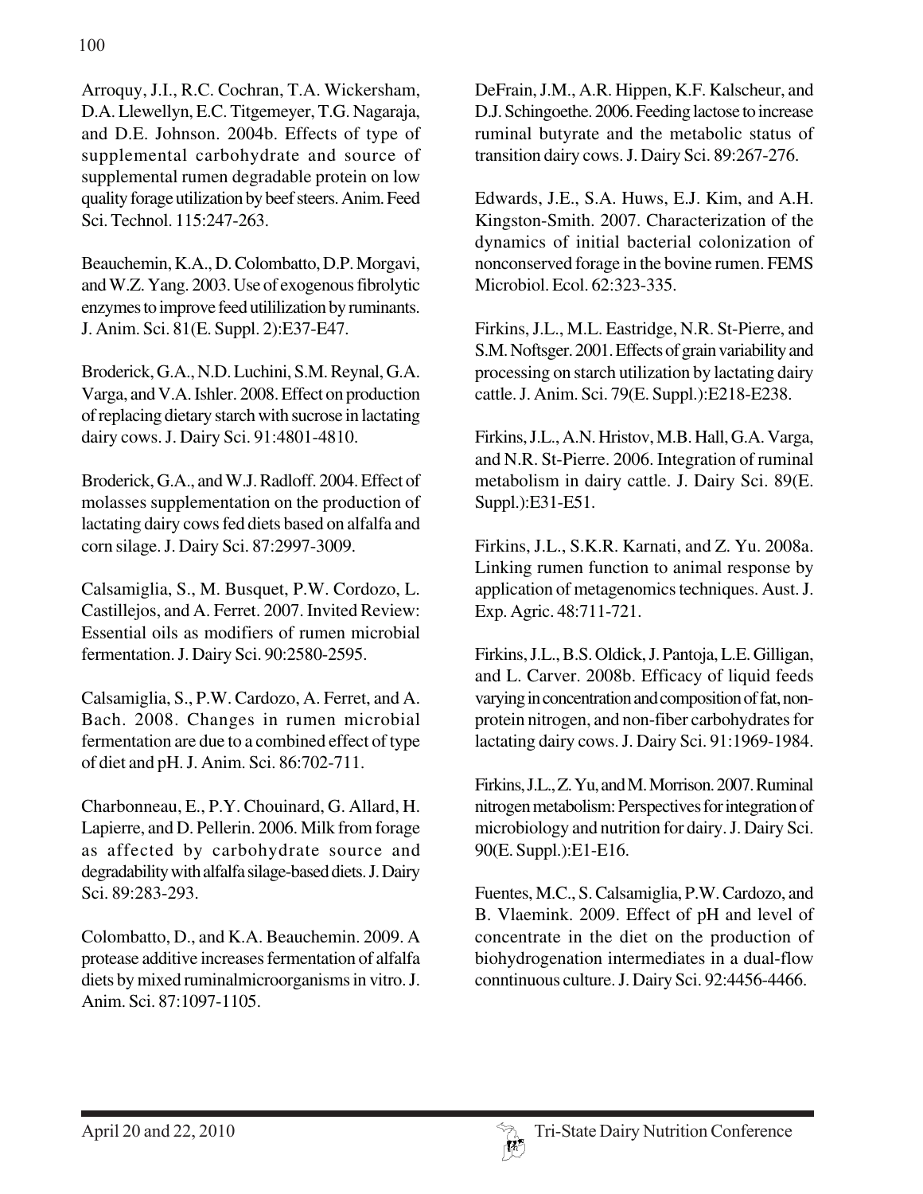Arroquy, J.I., R.C. Cochran, T.A. Wickersham, D.A. Llewellyn, E.C. Titgemeyer, T.G. Nagaraja, and D.E. Johnson. 2004b. Effects of type of supplemental carbohydrate and source of supplemental rumen degradable protein on low quality forage utilization by beef steers. Anim. Feed Sci. Technol. 115:247-263.

Beauchemin, K.A., D. Colombatto, D.P. Morgavi, and W.Z. Yang. 2003. Use of exogenous fibrolytic enzymes to improve feed utililization by ruminants. J. Anim. Sci. 81(E. Suppl. 2):E37-E47.

Broderick, G.A., N.D. Luchini, S.M. Reynal, G.A. Varga, and V.A. Ishler. 2008. Effect on production of replacing dietary starch with sucrose in lactating dairy cows. J. Dairy Sci. 91:4801-4810.

Broderick, G.A., and W.J. Radloff. 2004. Effect of molasses supplementation on the production of lactating dairy cows fed diets based on alfalfa and corn silage. J. Dairy Sci. 87:2997-3009.

Calsamiglia, S., M. Busquet, P.W. Cordozo, L. Castillejos, and A. Ferret. 2007. Invited Review: Essential oils as modifiers of rumen microbial fermentation. J. Dairy Sci. 90:2580-2595.

Calsamiglia, S., P.W. Cardozo, A. Ferret, and A. Bach. 2008. Changes in rumen microbial fermentation are due to a combined effect of type of diet and pH. J. Anim. Sci. 86:702-711.

Charbonneau, E., P.Y. Chouinard, G. Allard, H. Lapierre, and D. Pellerin. 2006. Milk from forage as affected by carbohydrate source and degradability with alfalfa silage-based diets. J. Dairy Sci. 89:283-293.

Colombatto, D., and K.A. Beauchemin. 2009. A protease additive increases fermentation of alfalfa diets by mixed ruminalmicroorganisms in vitro. J. Anim. Sci. 87:1097-1105.

DeFrain, J.M., A.R. Hippen, K.F. Kalscheur, and D.J. Schingoethe. 2006. Feeding lactose to increase ruminal butyrate and the metabolic status of transition dairy cows. J. Dairy Sci. 89:267-276.

Edwards, J.E., S.A. Huws, E.J. Kim, and A.H. Kingston-Smith. 2007. Characterization of the dynamics of initial bacterial colonization of nonconserved forage in the bovine rumen. FEMS Microbiol. Ecol. 62:323-335.

Firkins, J.L., M.L. Eastridge, N.R. St-Pierre, and S.M. Noftsger. 2001. Effects of grain variability and processing on starch utilization by lactating dairy cattle. J. Anim. Sci. 79(E. Suppl.):E218-E238.

Firkins, J.L., A.N. Hristov, M.B. Hall, G.A. Varga, and N.R. St-Pierre. 2006. Integration of ruminal metabolism in dairy cattle. J. Dairy Sci. 89(E. Suppl.):E31-E51.

Firkins, J.L., S.K.R. Karnati, and Z. Yu. 2008a. Linking rumen function to animal response by application of metagenomics techniques. Aust. J. Exp. Agric. 48:711-721.

Firkins, J.L., B.S. Oldick, J. Pantoja, L.E. Gilligan, and L. Carver. 2008b. Efficacy of liquid feeds varying in concentration and composition of fat, non-protein nitrogen, and non-fiber carbohydrates for lactating dairy cows. J. Dairy Sci. 91:1969-1984.

Firkins, J.L., Z. Yu, and M. Morrison. 2007. Ruminal nitrogen metabolism: Perspectives for integration of microbiology and nutrition for dairy. J. Dairy Sci. 90(E. Suppl.):E1-E16.

Fuentes, M.C., S. Calsamiglia, P.W. Cardozo, and B. Vlaemink. 2009. Effect of pH and level of concentrate in the diet on the production of biohydrogenation intermediates in a dual-flow conntinuous culture. J. Dairy Sci. 92:4456-4466.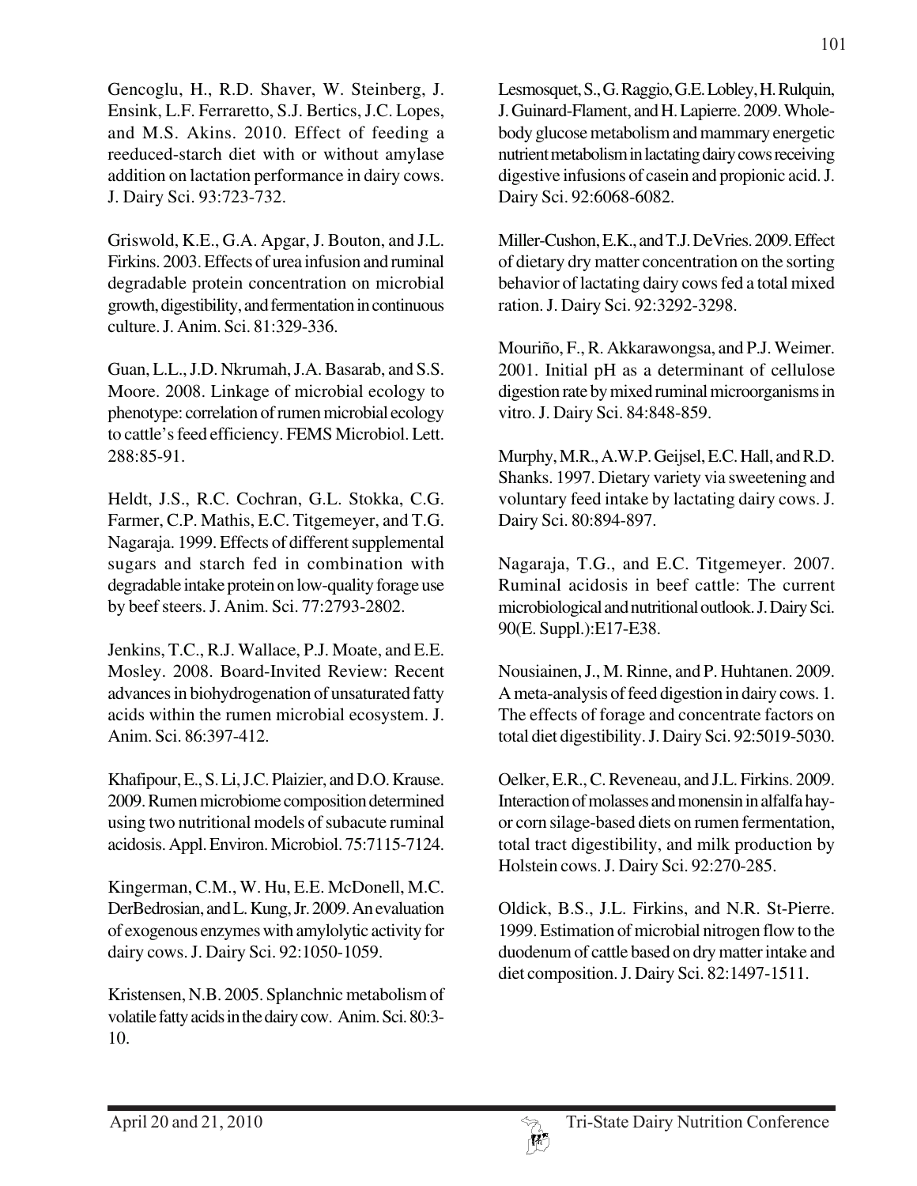Gencoglu, H., R.D. Shaver, W. Steinberg, J. Ensink, L.F. Ferraretto, S.J. Bertics, J.C. Lopes, and M.S. Akins. 2010. Effect of feeding a reeduced-starch diet with or without amylase addition on lactation performance in dairy cows. J. Dairy Sci. 93:723-732.

Griswold, K.E., G.A. Apgar, J. Bouton, and J.L. Firkins. 2003. Effects of urea infusion and ruminal degradable protein concentration on microbial growth, digestibility, and fermentation in continuous culture. J. Anim. Sci. 81:329-336.

Guan, L.L., J.D. Nkrumah, J.A. Basarab, and S.S. Moore. 2008. Linkage of microbial ecology to phenotype: correlation of rumen microbial ecology to cattle's feed efficiency. FEMS Microbiol. Lett. 288:85-91.

Heldt, J.S., R.C. Cochran, G.L. Stokka, C.G. Farmer, C.P. Mathis, E.C. Titgemeyer, and T.G. Nagaraja. 1999. Effects of different supplemental sugars and starch fed in combination with degradable intake protein on low-quality forage use by beef steers. J. Anim. Sci. 77:2793-2802.

Jenkins, T.C., R.J. Wallace, P.J. Moate, and E.E. Mosley. 2008. Board-Invited Review: Recent advances in biohydrogenation of unsaturated fatty acids within the rumen microbial ecosystem. J. Anim. Sci. 86:397-412.

Khafipour, E., S. Li, J.C. Plaizier, and D.O. Krause. 2009. Rumen microbiome composition determined using two nutritional models of subacute ruminal acidosis. Appl. Environ. Microbiol. 75:7115-7124.

Kingerman, C.M., W. Hu, E.E. McDonell, M.C. DerBedrosian, and L. Kung, Jr. 2009. An evaluation of exogenous enzymes with amylolytic activity for dairy cows. J. Dairy Sci. 92:1050-1059.

Kristensen, N.B. 2005. Splanchnic metabolism of volatile fatty acids in the dairy cow. Anim. Sci. 80:3-10.

Lesmosquet, S., G. Raggio, G.E. Lobley, H. Rulquin, J. Guinard-Flament, and H. Lapierre. 2009. Whole-body glucose metabolism and mammary energetic nutrient metabolism in lactating dairy cows receiving digestive infusions of casein and propionic acid. J. Dairy Sci. 92:6068-6082.

Miller-Cushon, E.K., and T.J. DeVries. 2009. Effect of dietary dry matter concentration on the sorting behavior of lactating dairy cows fed a total mixed ration. J. Dairy Sci. 92:3292-3298.

Mouriño, F., R. Akkarawongsa, and P.J. Weimer. 2001. Initial pH as a determinant of cellulose digestion rate by mixed ruminal microorganisms in vitro. J. Dairy Sci. 84:848-859.

Murphy, M.R., A.W.P. Geijsel, E.C. Hall, and R.D. Shanks. 1997. Dietary variety via sweetening and voluntary feed intake by lactating dairy cows. J. Dairy Sci. 80:894-897.

Nagaraja, T.G., and E.C. Titgemeyer. 2007. Ruminal acidosis in beef cattle: The current microbiological and nutritional outlook. J. Dairy Sci. 90(E. Suppl.):E17-E38.

Nousiainen, J., M. Rinne, and P. Huhtanen. 2009. A meta-analysis of feed digestion in dairy cows. 1. The effects of forage and concentrate factors on total diet digestibility. J. Dairy Sci. 92:5019-5030.

Oelker, E.R., C. Reveneau, and J.L. Firkins. 2009. Interaction of molasses and monensin in alfalfa hay- or corn silage-based diets on rumen fermentation, total tract digestibility, and milk production by Holstein cows. J. Dairy Sci. 92:270-285.

Oldick, B.S., J.L. Firkins, and N.R. St-Pierre. 1999. Estimation of microbial nitrogen flow to the duodenum of cattle based on dry matter intake and diet composition. J. Dairy Sci. 82:1497-1511.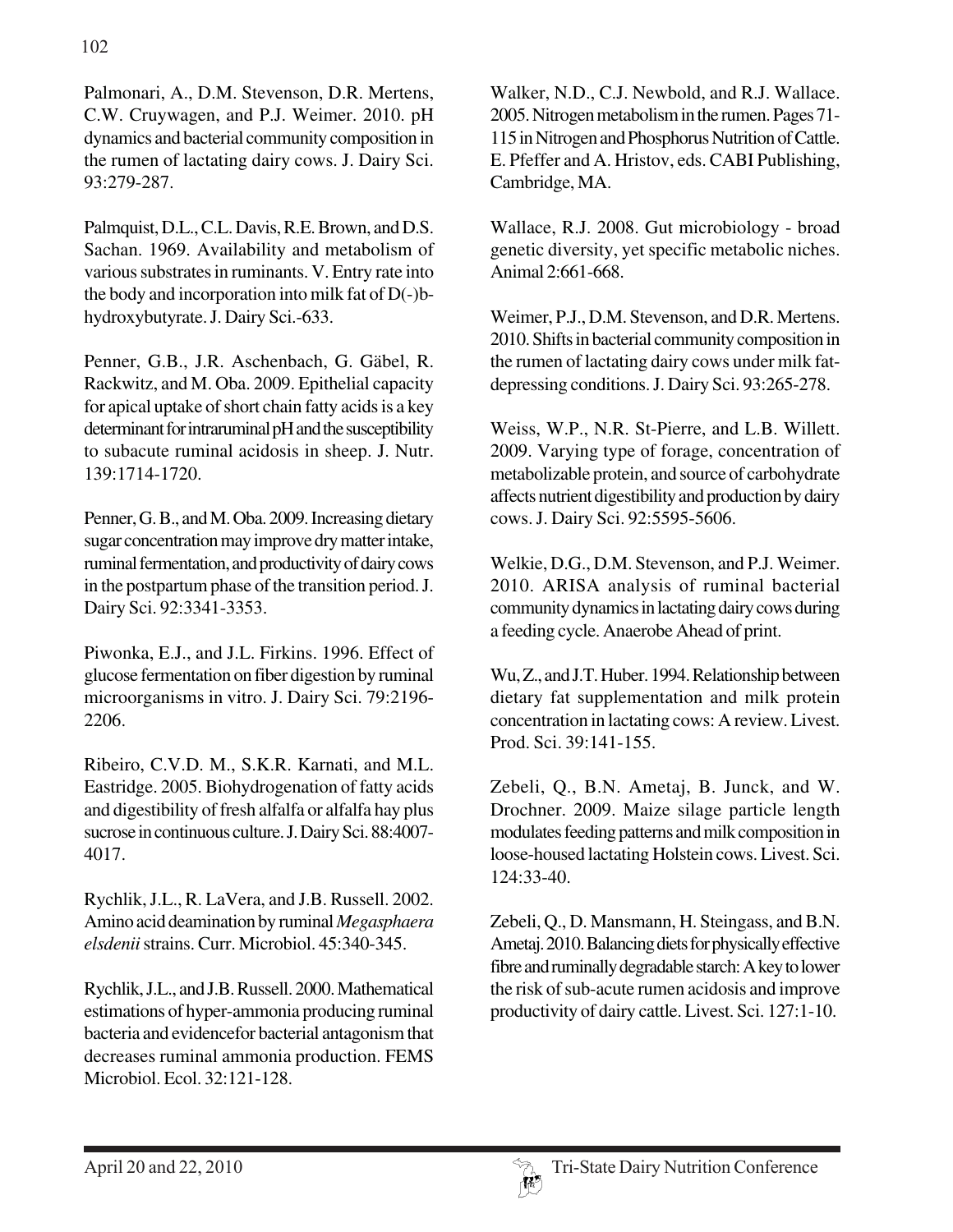Palmonari, A., D.M. Stevenson, D.R. Mertens, C.W. Cruywagen, and P.J. Weimer. 2010. pH dynamics and bacterial community composition in the rumen of lactating dairy cows. J. Dairy Sci. 93:279-287.

Palmquist, D.L., C.L. Davis, R.E. Brown, and D.S. Sachan. 1969. Availability and metabolism of various substrates in ruminants. V. Entry rate into the body and incorporation into milk fat of D(-)b-hydroxybutyrate. J. Dairy Sci.-633.

Penner, G.B., J.R. Aschenbach, G. Gäbel, R. Rackwitz, and M. Oba. 2009. Epithelial capacity for apical uptake of short chain fatty acids is a key determinant for intraruminal pH and the susceptibility to subacute ruminal acidosis in sheep. J. Nutr. 139:1714-1720.

Penner, G. B., and M. Oba. 2009. Increasing dietary sugar concentration may improve dry matter intake, ruminal fermentation, and productivity of dairy cows in the postpartum phase of the transition period. J. Dairy Sci. 92:3341-3353.

Piwonka, E.J., and J.L. Firkins. 1996. Effect of glucose fermentation on fiber digestion by ruminal microorganisms in vitro. J. Dairy Sci. 79:2196-2206.

Ribeiro, C.V.D. M., S.K.R. Karnati, and M.L. Eastridge. 2005. Biohydrogenation of fatty acids and digestibility of fresh alfalfa or alfalfa hay plus sucrose in continuous culture. J. Dairy Sci. 88:4007-4017.

Rychlik, J.L., R. LaVera, and J.B. Russell. 2002. Amino acid deamination by ruminal *Megasphaera elsdenii* strains. Curr. Microbiol. 45:340-345.

Rychlik, J.L., and J.B. Russell. 2000. Mathematical estimations of hyper-ammonia producing ruminal bacteria and evidencefor bacterial antagonism that decreases ruminal ammonia production. FEMS Microbiol. Ecol. 32:121-128.

Walker, N.D., C.J. Newbold, and R.J. Wallace. 2005. Nitrogen metabolism in the rumen. Pages 71-115 in Nitrogen and Phosphorus Nutrition of Cattle. E. Pfeffer and A. Hristov, eds. CABI Publishing, Cambridge, MA.

Wallace, R.J. 2008. Gut microbiology - broad genetic diversity, yet specific metabolic niches. Animal 2:661-668.

Weimer, P.J., D.M. Stevenson, and D.R. Mertens. 2010. Shifts in bacterial community composition in the rumen of lactating dairy cows under milk fat-depressing conditions. J. Dairy Sci. 93:265-278.

Weiss, W.P., N.R. St-Pierre, and L.B. Willett. 2009. Varying type of forage, concentration of metabolizable protein, and source of carbohydrate affects nutrient digestibility and production by dairy cows. J. Dairy Sci. 92:5595-5606.

Welkie, D.G., D.M. Stevenson, and P.J. Weimer. 2010. ARISA analysis of ruminal bacterial community dynamics in lactating dairy cows during a feeding cycle. Anaerobe Ahead of print.

Wu, Z., and J.T. Huber. 1994. Relationship between dietary fat supplementation and milk protein concentration in lactating cows: A review. Livest. Prod. Sci. 39:141-155.

Zebeli, Q., B.N. Ametaj, B. Junck, and W. Drochner. 2009. Maize silage particle length modulates feeding patterns and milk composition in loose-housed lactating Holstein cows. Livest. Sci. 124:33-40.

Zebeli, Q., D. Mansmann, H. Steingass, and B.N. Ametaj. 2010. Balancing diets for physically effective fibre and ruminally degradable starch: A key to lower the risk of sub-acute rumen acidosis and improve productivity of dairy cattle. Livest. Sci. 127:1-10.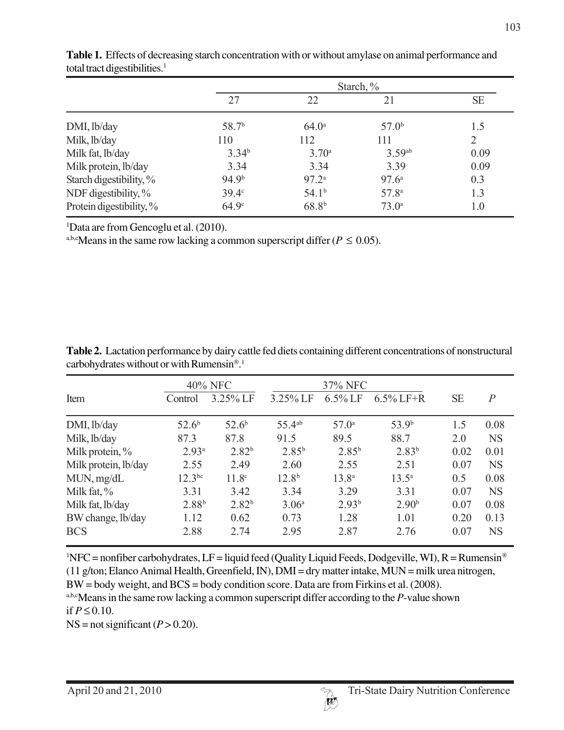**Table 1.** Effects of decreasing starch concentration with or without amylase on animal performance and total tract digestibilities.[1]

| | Starch, % | | | |
|---|---|---|---|---|
| | 27 | 22 | 21 | SE |
| DMI, lb/day | 58.7[b] | 64.0[a] | 57.0[b] | 1.5 |
| Milk, lb/day | 110 | 112 | 111 | 2 |
| Milk fat, lb/day | 3.34[b] | 3.70[a] | 3.59[ab] | 0.09 |
| Milk protein, lb/day | 3.34 | 3.34 | 3.39 | 0.09 |
| Starch digestibility, % | 94.9[b] | 97.2[a] | 97.6[a] | 0.3 |
| NDF digestibility, % | 39.4[c] | 54.1[b] | 57.8[a] | 1.3 |
| Protein digestibility, % | 64.9[c] | 68.8[b] | 73.0[a] | 1.0 |

[1]Data are from Gencoglu et al. (2010).

[a,b,c]Means in the same row lacking a common superscript differ ($P \leq 0.05$).

**Table 2.** Lactation performance by dairy cattle fed diets containing different concentrations of nonstructural carbohydrates without or with Rumensin®.[1]

| | 40% NFC | | 37% NFC | | | | |
|---|---|---|---|---|---|---|---|
| Item | Control | 3.25% LF | 3.25% LF | 6.5% LF | 6.5% LF+R | SE | *P* |
| DMI, lb/day | 52.6[b] | 52.6[b] | 55.4[ab] | 57.0[a] | 53.9[b] | 1.5 | 0.08 |
| Milk, lb/day | 87.3 | 87.8 | 91.5 | 89.5 | 88.7 | 2.0 | NS |
| Milk protein, % | 2.93[a] | 2.82[b] | 2.85[b] | 2.85[b] | 2.83[b] | 0.02 | 0.01 |
| Milk protein, lb/day | 2.55 | 2.49 | 2.60 | 2.55 | 2.51 | 0.07 | NS |
| MUN, mg/dL | 12.3[bc] | 11.8[c] | 12.8[b] | 13.8[a] | 13.5[a] | 0.5 | 0.08 |
| Milk fat, % | 3.31 | 3.42 | 3.34 | 3.29 | 3.31 | 0.07 | NS |
| Milk fat, lb/day | 2.88[b] | 2.82[b] | 3.06[a] | 2.93[b] | 2.90[b] | 0.07 | 0.08 |
| BW change, lb/day | 1.12 | 0.62 | 0.73 | 1.28 | 1.01 | 0.20 | 0.13 |
| BCS | 2.88 | 2.74 | 2.95 | 2.87 | 2.76 | 0.07 | NS |

[1]NFC = nonfiber carbohydrates, LF = liquid feed (Quality Liquid Feeds, Dodgeville, WI), R = Rumensin® (11 g/ton; Elanco Animal Health, Greenfield, IN), DMI = dry matter intake, MUN = milk urea nitrogen, BW = body weight, and BCS = body condition score. Data are from Firkins et al. (2008).

[a,b,c]Means in the same row lacking a common superscript differ according to the *P*-value shown if $P \leq 0.10$.

NS = not significant ($P > 0.20$).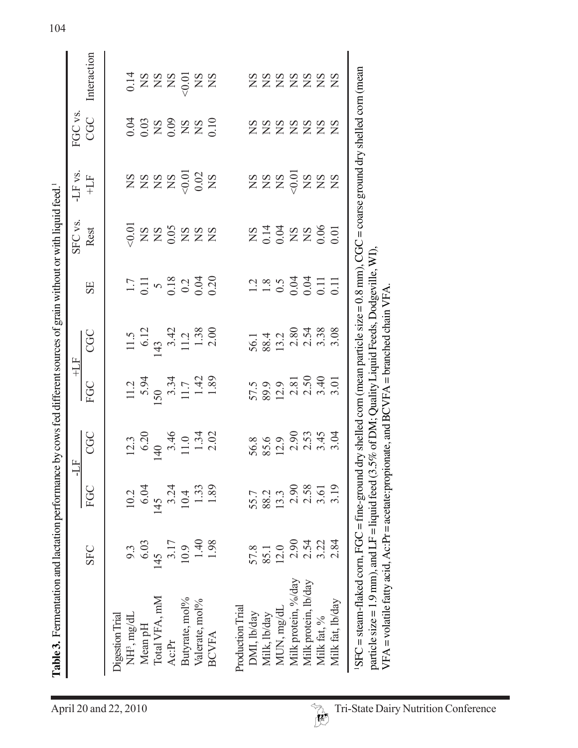**Table 3.** Fermentation and lactation performance by cows fed different sources of grain without or with liquid feed.[1]

| | SFC | -LF | | +LF | | SE | SFC vs. Rest | -LF vs. +LF | FGC vs. CGC | Interaction |
|---|---|---|---|---|---|---|---|---|---|---|
| | | FGC | CGC | FGC | CGC | | | | | |
| Digestion Trial | | | | | | | | | | |
| $NH^3$, mg/dL | 9.3 | 10.2 | 12.3 | 11.2 | 11.5 | 1.7 | <0.01 | NS | 0.04 | 0.14 |
| Mean pH | 6.03 | 6.04 | 6.20 | 5.94 | 6.12 | 0.11 | NS | NS | 0.03 | NS |
| Total VFA, mM | 145 | 145 | 140 | 150 | 143 | 5 | NS | NS | NS | NS |
| Ac:Pr | 3.17 | 3.24 | 3.46 | 3.34 | 3.42 | 0.18 | 0.05 | NS | 0.09 | NS |
| Butyrate, mol% | 10.9 | 10.4 | 11.0 | 11.7 | 11.2 | 0.2 | NS | <0.01 | NS | <0.01 |
| Valerate, mol% | 1.40 | 1.33 | 1.34 | 1.42 | 1.38 | 0.04 | NS | 0.02 | NS | NS |
| BCVFA | 1.98 | 1.89 | 2.02 | 1.89 | 2.00 | 0.20 | NS | NS | 0.10 | NS |
| Production Trial | | | | | | | | | | |
| DMI, lb/day | 57.8 | 55.7 | 56.8 | 57.5 | 56.1 | 1.2 | NS | NS | NS | NS |
| Milk, lb/day | 85.1 | 88.2 | 85.6 | 89.9 | 88.4 | 1.8 | 0.14 | NS | NS | NS |
| MUN, mg/dL | 12.0 | 13.3 | 12.9 | 12.9 | 13.2 | 0.5 | 0.04 | NS | NS | NS |
| Milk protein, %/day | 2.90 | 2.90 | 2.90 | 2.81 | 2.80 | 0.04 | NS | <0.01 | NS | NS |
| Milk protein, lb/day | 2.54 | 2.58 | 2.53 | 2.50 | 2.54 | 0.04 | NS | NS | NS | NS |
| Milk fat, % | 3.22 | 3.61 | 3.45 | 3.40 | 3.38 | 0.11 | 0.06 | NS | NS | NS |
| Milk fat, lb/day | 2.84 | 3.19 | 3.04 | 3.01 | 3.08 | 0.11 | 0.01 | NS | NS | NS |

[1]SFC = steam-flaked corn, FGC = fine-ground dry shelled corn (mean particle size = 0.8 mm), CGC = coarse ground dry shelled corn (mean particle size = 1.9 mm), and LF = liquid feed (3.5% of DM; Quality Liquid Feeds, Dodgeville, WI),
VFA = volatile fatty acid, Ac:Pr = acetate:propionate, and BCVFA = branched chain VFA.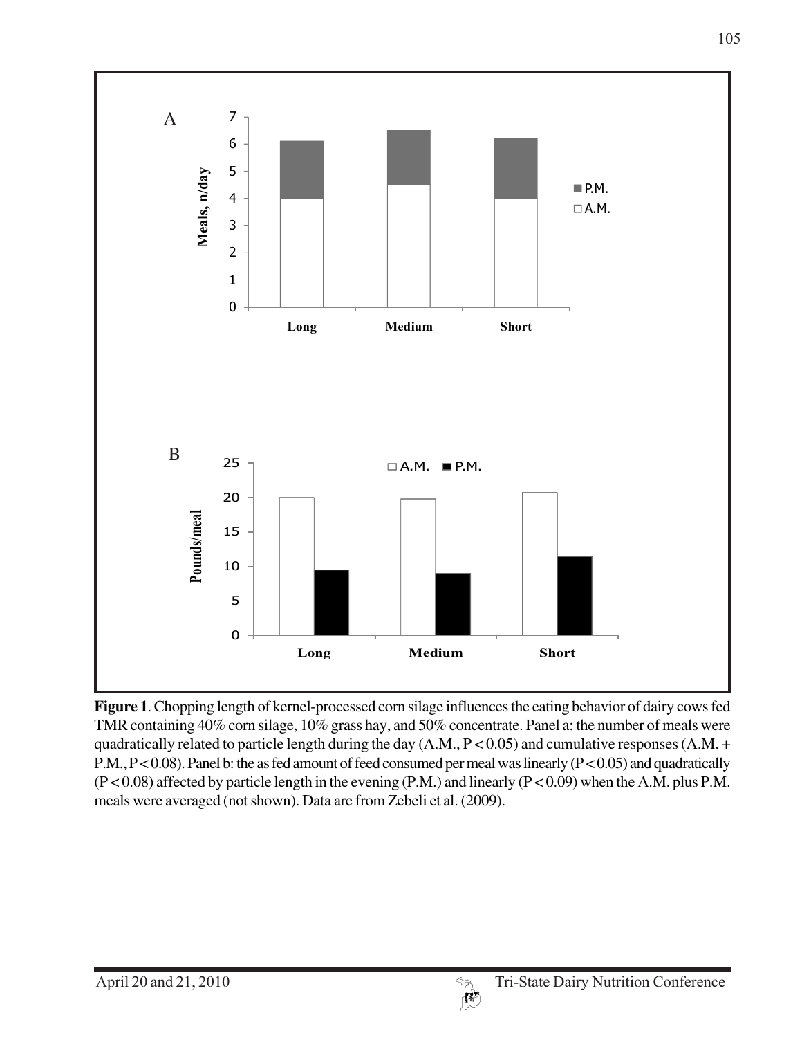A

7
6
5
4
3
2
1
0

Meals, n/day

Long
Medium
Short

P.M.
A.M.

B

25
20
15
10
5
0

Pounds/meal

A.M. P.M.

Long
Medium
Short

**Figure 1**. Chopping length of kernel-processed corn silage influences the eating behavior of dairy cows fed TMR containing 40% corn silage, 10% grass hay, and 50% concentrate. Panel a: the number of meals were quadratically related to particle length during the day (A.M., $P < 0.05$) and cumulative responses (A.M. + P.M., $P < 0.08$). Panel b: the as fed amount of feed consumed per meal was linearly ($P < 0.05$) and quadratically ($P < 0.08$) affected by particle length in the evening (P.M.) and linearly ($P < 0.09$) when the A.M. plus P.M. meals were averaged (not shown). Data are from Zebeli et al. (2009).